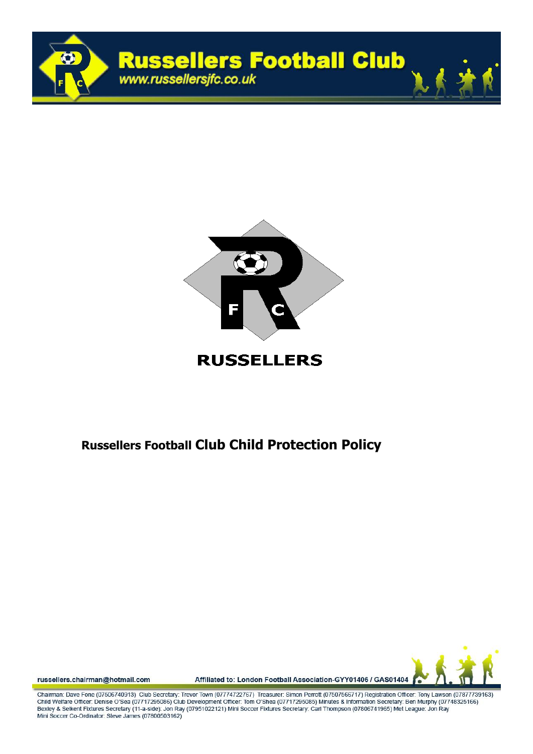# Russellers Football Club

www.russellersjfc.co.uk

RUSSELLERS

## Russellers Football Club Child Protection Policy

russellers.chairman@hotmail.com

Affiliated to: London Football Association-GYY01406 / GAS01404

Chairman: Dave Fone (07506740913) Club Secretary: Trevor Town (07774722767) Treasurer: Simon Perrott (07507566717) Registration Officer: Tony Lawson (07877739163) Child Welfare Officer: Denise O'Sea (07717295086) Club Development Officer: Tom O'Shea (07717295085) Minutes & Information Secretary: Ben Murphy (07748325166) Bexley & Selkent Fixtures Secretary (11-a-side): Jon Ray (07951022121) Mini Soccer Fixtures Secretary: Carl Thompson (07806741965) Met League: Jon Ray Mini Soccer Co-Ordinator: Steve James (07800503162)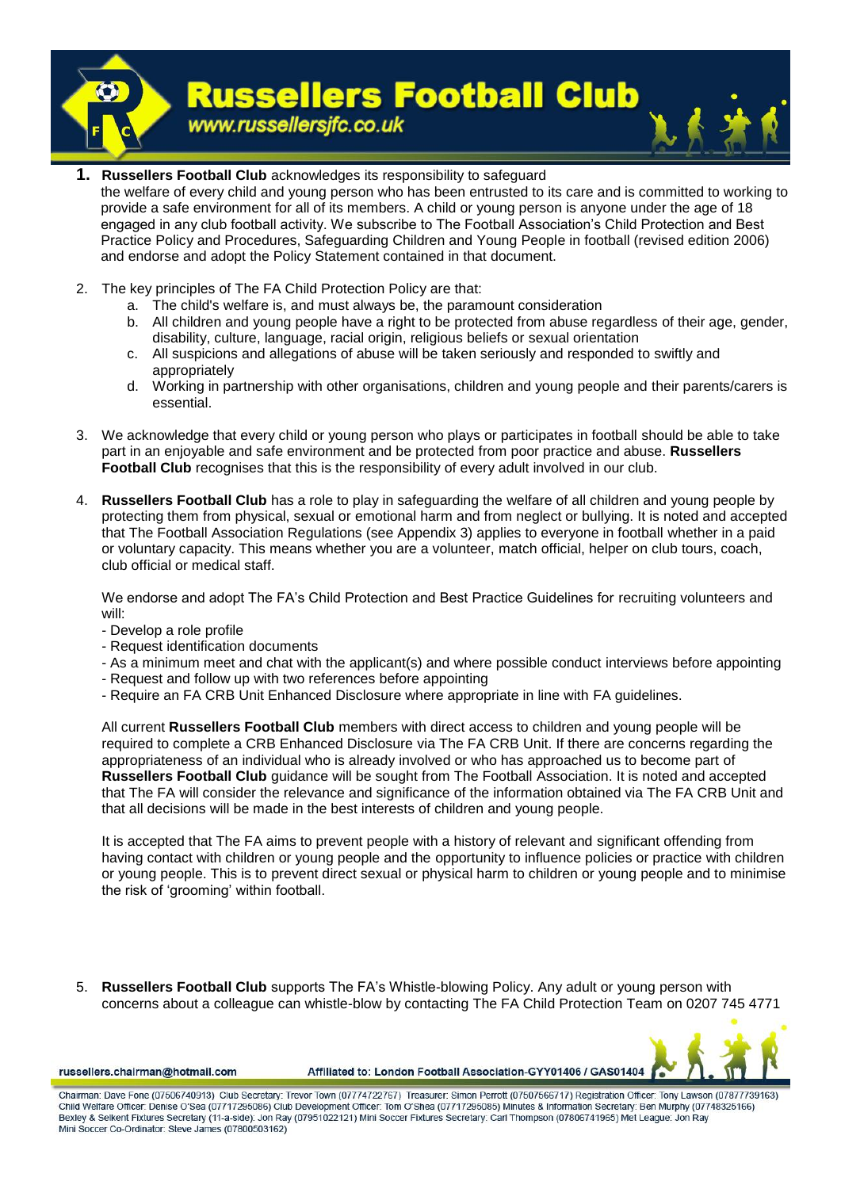1. **Russellers Football Club** acknowledges its responsibility to safeguard the welfare of every child and young person who has been entrusted to its care and is committed to working to provide a safe environment for all of its members. A child or young person is anyone under the age of 18 engaged in any club football activity. We subscribe to The Football Association's Child Protection and Best Practice Policy and Procedures, Safeguarding Children and Young People in football (revised edition 2006) and endorse and adopt the Policy Statement contained in that document.

2. The key principles of The FA Child Protection Policy are that:
   a. The child's welfare is, and must always be, the paramount consideration
   b. All children and young people have a right to be protected from abuse regardless of their age, gender, disability, culture, language, racial origin, religious beliefs or sexual orientation
   c. All suspicions and allegations of abuse will be taken seriously and responded to swiftly and appropriately
   d. Working in partnership with other organisations, children and young people and their parents/carers is essential.

3. We acknowledge that every child or young person who plays or participates in football should be able to take part in an enjoyable and safe environment and be protected from poor practice and abuse. **Russellers Football Club** recognises that this is the responsibility of every adult involved in our club.

4. **Russellers Football Club** has a role to play in safeguarding the welfare of all children and young people by protecting them from physical, sexual or emotional harm and from neglect or bullying. It is noted and accepted that The Football Association Regulations (see Appendix 3) applies to everyone in football whether in a paid or voluntary capacity. This means whether you are a volunteer, match official, helper on club tours, coach, club official or medical staff.

   We endorse and adopt The FA's Child Protection and Best Practice Guidelines for recruiting volunteers and will:
   - Develop a role profile
   - Request identification documents
   - As a minimum meet and chat with the applicant(s) and where possible conduct interviews before appointing
   - Request and follow up with two references before appointing
   - Require an FA CRB Unit Enhanced Disclosure where appropriate in line with FA guidelines.

   All current **Russellers Football Club** members with direct access to children and young people will be required to complete a CRB Enhanced Disclosure via The FA CRB Unit. If there are concerns regarding the appropriateness of an individual who is already involved or who has approached us to become part of **Russellers Football Club** guidance will be sought from The Football Association. It is noted and accepted that The FA will consider the relevance and significance of the information obtained via The FA CRB Unit and that all decisions will be made in the best interests of children and young people.

   It is accepted that The FA aims to prevent people with a history of relevant and significant offending from having contact with children or young people and the opportunity to influence policies or practice with children or young people. This is to prevent direct sexual or physical harm to children or young people and to minimise the risk of 'grooming' within football.

5. **Russellers Football Club** supports The FA's Whistle-blowing Policy. Any adult or young person with concerns about a colleague can whistle-blow by contacting The FA Child Protection Team on 0207 745 4771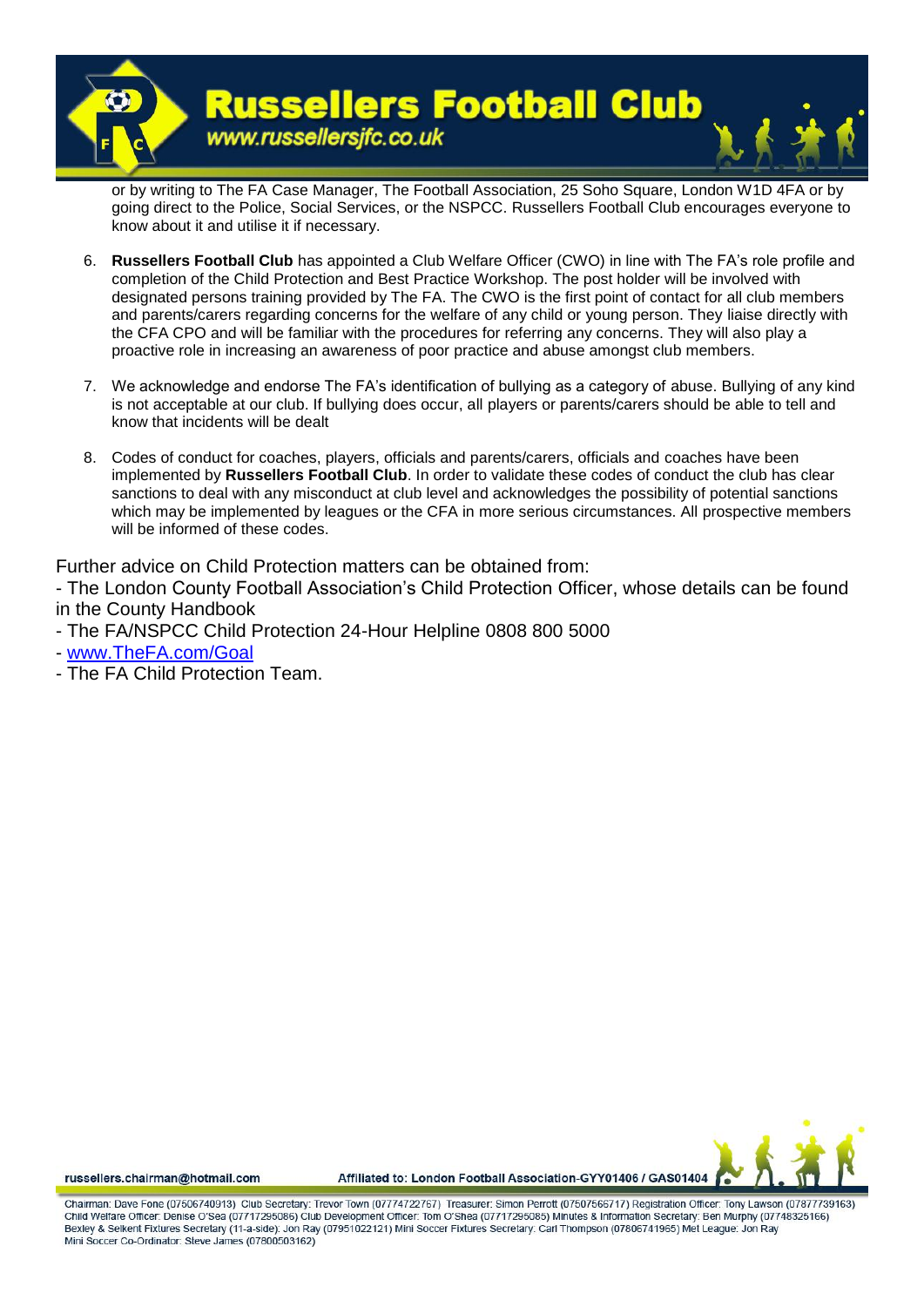or by writing to The FA Case Manager, The Football Association, 25 Soho Square, London W1D 4FA or by going direct to the Police, Social Services, or the NSPCC. Russellers Football Club encourages everyone to know about it and utilise it if necessary.

6. **Russellers Football Club** has appointed a Club Welfare Officer (CWO) in line with The FA's role profile and completion of the Child Protection and Best Practice Workshop. The post holder will be involved with designated persons training provided by The FA. The CWO is the first point of contact for all club members and parents/carers regarding concerns for the welfare of any child or young person. They liaise directly with the CFA CPO and will be familiar with the procedures for referring any concerns. They will also play a proactive role in increasing an awareness of poor practice and abuse amongst club members.

7. We acknowledge and endorse The FA's identification of bullying as a category of abuse. Bullying of any kind is not acceptable at our club. If bullying does occur, all players or parents/carers should be able to tell and know that incidents will be dealt

8. Codes of conduct for coaches, players, officials and parents/carers, officials and coaches have been implemented by **Russellers Football Club**. In order to validate these codes of conduct the club has clear sanctions to deal with any misconduct at club level and acknowledges the possibility of potential sanctions which may be implemented by leagues or the CFA in more serious circumstances. All prospective members will be informed of these codes.

Further advice on Child Protection matters can be obtained from:

- The London County Football Association's Child Protection Officer, whose details can be found in the County Handbook
- The FA/NSPCC Child Protection 24-Hour Helpline 0808 800 5000
- www.TheFA.com/Goal
- The FA Child Protection Team.